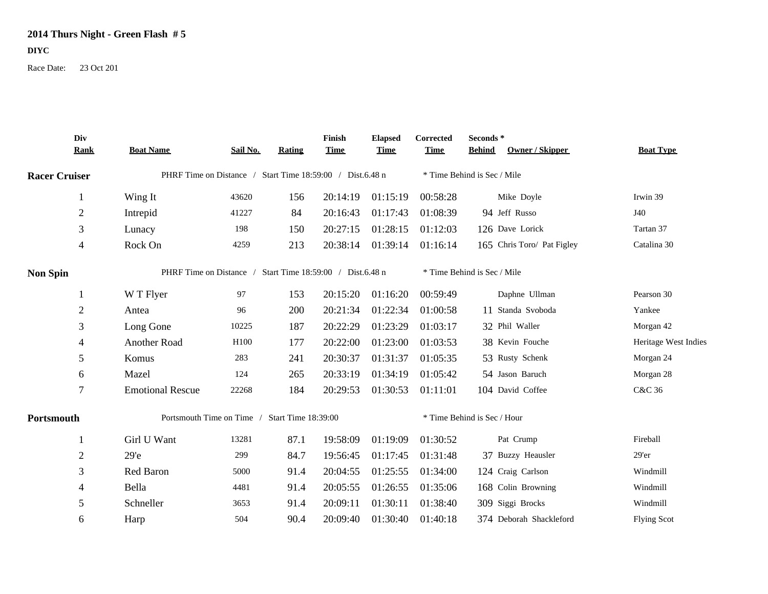# 2014 Thurs Night - Green Flash # 5

**DIYC**

Race Date: 23 Oct 201

| Div Rank | Boat Name | Sail No. | Rating | Finish Time | Elapsed Time | Corrected Time | Seconds * Behind | Owner / Skipper | Boat Type |
|---|---|---|---|---|---|---|---|---|---|
| **Racer Cruiser** | PHRF Time on Distance / Start Time 18:59:00 / Dist.6.48 n | | | | | * Time Behind is Sec / Mile | | | |
| 1 | Wing It | 43620 | 156 | 20:14:19 | 01:15:19 | 00:58:28 | | Mike Doyle | Irwin 39 |
| 2 | Intrepid | 41227 | 84 | 20:16:43 | 01:17:43 | 01:08:39 | 94 | Jeff Russo | J40 |
| 3 | Lunacy | 198 | 150 | 20:27:15 | 01:28:15 | 01:12:03 | 126 | Dave Lorick | Tartan 37 |
| 4 | Rock On | 4259 | 213 | 20:38:14 | 01:39:14 | 01:16:14 | 165 | Chris Toro/ Pat Figley | Catalina 30 |
| **Non Spin** | PHRF Time on Distance / Start Time 18:59:00 / Dist.6.48 n | | | | | * Time Behind is Sec / Mile | | | |
| 1 | W T Flyer | 97 | 153 | 20:15:20 | 01:16:20 | 00:59:49 | | Daphne Ullman | Pearson 30 |
| 2 | Antea | 96 | 200 | 20:21:34 | 01:22:34 | 01:00:58 | 11 | Standa Svoboda | Yankee |
| 3 | Long Gone | 10225 | 187 | 20:22:29 | 01:23:29 | 01:03:17 | 32 | Phil Waller | Morgan 42 |
| 4 | Another Road | H100 | 177 | 20:22:00 | 01:23:00 | 01:03:53 | 38 | Kevin Fouche | Heritage West Indies |
| 5 | Komus | 283 | 241 | 20:30:37 | 01:31:37 | 01:05:35 | 53 | Rusty Schenk | Morgan 24 |
| 6 | Mazel | 124 | 265 | 20:33:19 | 01:34:19 | 01:05:42 | 54 | Jason Baruch | Morgan 28 |
| 7 | Emotional Rescue | 22268 | 184 | 20:29:53 | 01:30:53 | 01:11:01 | 104 | David Coffee | C&C 36 |
| **Portsmouth** | Portsmouth Time on Time / Start Time 18:39:00 | | | | | * Time Behind is Sec / Hour | | | |
| 1 | Girl U Want | 13281 | 87.1 | 19:58:09 | 01:19:09 | 01:30:52 | | Pat Crump | Fireball |
| 2 | 29'e | 299 | 84.7 | 19:56:45 | 01:17:45 | 01:31:48 | 37 | Buzzy Heausler | 29'er |
| 3 | Red Baron | 5000 | 91.4 | 20:04:55 | 01:25:55 | 01:34:00 | 124 | Craig Carlson | Windmill |
| 4 | Bella | 4481 | 91.4 | 20:05:55 | 01:26:55 | 01:35:06 | 168 | Colin Browning | Windmill |
| 5 | Schneller | 3653 | 91.4 | 20:09:11 | 01:30:11 | 01:38:40 | 309 | Siggi Brocks | Windmill |
| 6 | Harp | 504 | 90.4 | 20:09:40 | 01:30:40 | 01:40:18 | 374 | Deborah Shackleford | Flying Scot |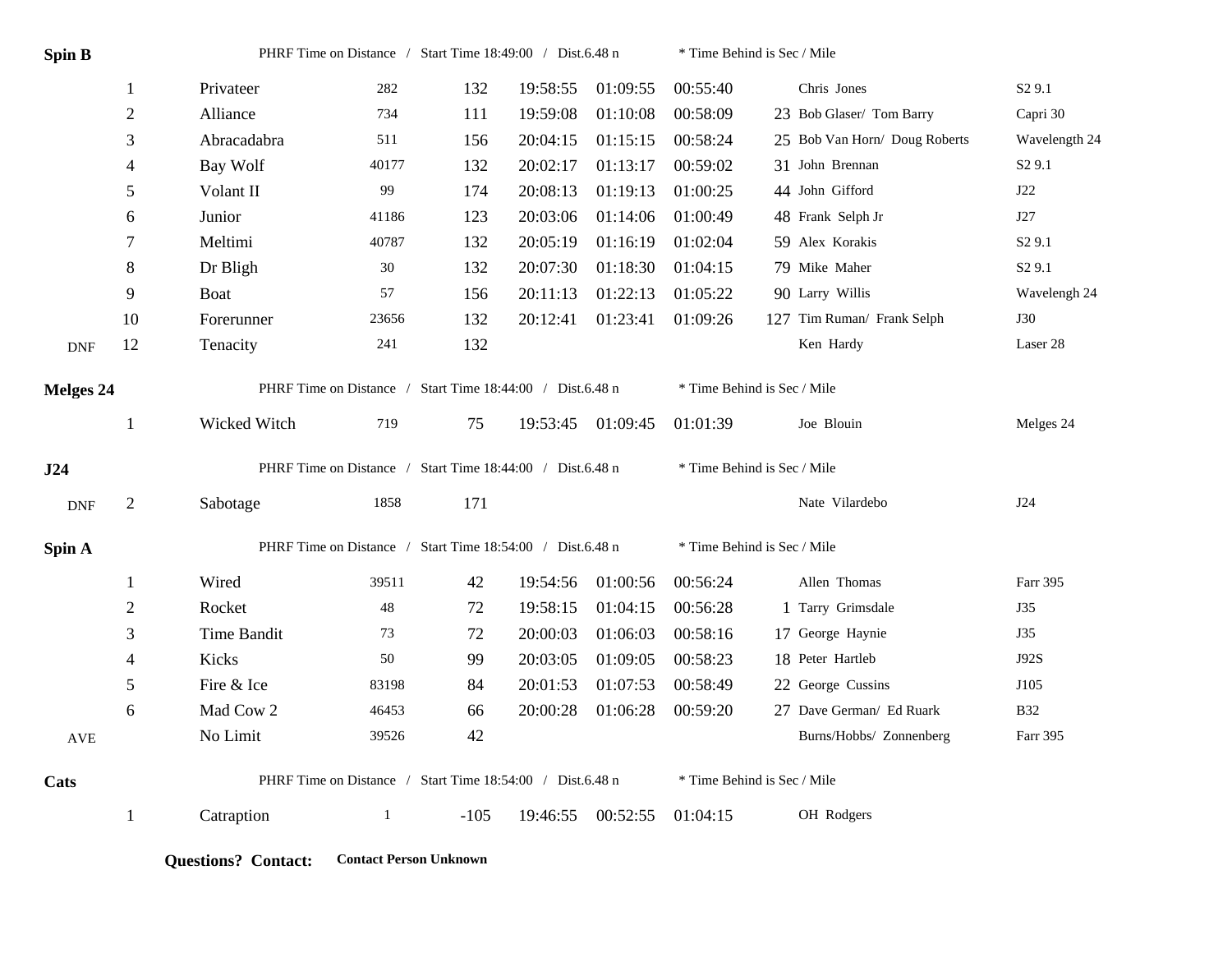## Spin B

PHRF Time on Distance / Start Time 18:49:00 / Dist.6.48 n    * Time Behind is Sec / Mile

| | Place | Boat | Sail | PHRF | Finish | Elapsed | Corrected | * | Skipper | Type |
|---|---|---|---|---|---|---|---|---|---|---|
| | 1 | Privateer | 282 | 132 | 19:58:55 | 01:09:55 | 00:55:40 | | Chris Jones | S2 9.1 |
| | 2 | Alliance | 734 | 111 | 19:59:08 | 01:10:08 | 00:58:09 | 23 | Bob Glaser/ Tom Barry | Capri 30 |
| | 3 | Abracadabra | 511 | 156 | 20:04:15 | 01:15:15 | 00:58:24 | 25 | Bob Van Horn/ Doug Roberts | Wavelength 24 |
| | 4 | Bay Wolf | 40177 | 132 | 20:02:17 | 01:13:17 | 00:59:02 | 31 | John Brennan | S2 9.1 |
| | 5 | Volant II | 99 | 174 | 20:08:13 | 01:19:13 | 01:00:25 | 44 | John Gifford | J22 |
| | 6 | Junior | 41186 | 123 | 20:03:06 | 01:14:06 | 01:00:49 | 48 | Frank Selph Jr | J27 |
| | 7 | Meltimi | 40787 | 132 | 20:05:19 | 01:16:19 | 01:02:04 | 59 | Alex Korakis | S2 9.1 |
| | 8 | Dr Bligh | 30 | 132 | 20:07:30 | 01:18:30 | 01:04:15 | 79 | Mike Maher | S2 9.1 |
| | 9 | Boat | 57 | 156 | 20:11:13 | 01:22:13 | 01:05:22 | 90 | Larry Willis | Wavelengh 24 |
| | 10 | Forerunner | 23656 | 132 | 20:12:41 | 01:23:41 | 01:09:26 | 127 | Tim Ruman/ Frank Selph | J30 |
| DNF | 12 | Tenacity | 241 | 132 | | | | | Ken Hardy | Laser 28 |

## Melges 24

PHRF Time on Distance / Start Time 18:44:00 / Dist.6.48 n    * Time Behind is Sec / Mile

| | Place | Boat | Sail | PHRF | Finish | Elapsed | Corrected | * | Skipper | Type |
|---|---|---|---|---|---|---|---|---|---|---|
| | 1 | Wicked Witch | 719 | 75 | 19:53:45 | 01:09:45 | 01:01:39 | | Joe Blouin | Melges 24 |

## J24

PHRF Time on Distance / Start Time 18:44:00 / Dist.6.48 n    * Time Behind is Sec / Mile

| | Place | Boat | Sail | PHRF | Finish | Elapsed | Corrected | * | Skipper | Type |
|---|---|---|---|---|---|---|---|---|---|---|
| DNF | 2 | Sabotage | 1858 | 171 | | | | | Nate Vilardebo | J24 |

## Spin A

PHRF Time on Distance / Start Time 18:54:00 / Dist.6.48 n    * Time Behind is Sec / Mile

| | Place | Boat | Sail | PHRF | Finish | Elapsed | Corrected | * | Skipper | Type |
|---|---|---|---|---|---|---|---|---|---|---|
| | 1 | Wired | 39511 | 42 | 19:54:56 | 01:00:56 | 00:56:24 | | Allen Thomas | Farr 395 |
| | 2 | Rocket | 48 | 72 | 19:58:15 | 01:04:15 | 00:56:28 | 1 | Tarry Grimsdale | J35 |
| | 3 | Time Bandit | 73 | 72 | 20:00:03 | 01:06:03 | 00:58:16 | 17 | George Haynie | J35 |
| | 4 | Kicks | 50 | 99 | 20:03:05 | 01:09:05 | 00:58:23 | 18 | Peter Hartleb | J92S |
| | 5 | Fire & Ice | 83198 | 84 | 20:01:53 | 01:07:53 | 00:58:49 | 22 | George Cussins | J105 |
| | 6 | Mad Cow 2 | 46453 | 66 | 20:00:28 | 01:06:28 | 00:59:20 | 27 | Dave German/ Ed Ruark | B32 |
| AVE | | No Limit | 39526 | 42 | | | | | Burns/Hobbs/ Zonnenberg | Farr 395 |

## Cats

PHRF Time on Distance / Start Time 18:54:00 / Dist.6.48 n    * Time Behind is Sec / Mile

| | Place | Boat | Sail | PHRF | Finish | Elapsed | Corrected | * | Skipper | Type |
|---|---|---|---|---|---|---|---|---|---|---|
| | 1 | Catraption | 1 | -105 | 19:46:55 | 00:52:55 | 01:04:15 | | OH Rodgers | |

**Questions? Contact:** **Contact Person Unknown**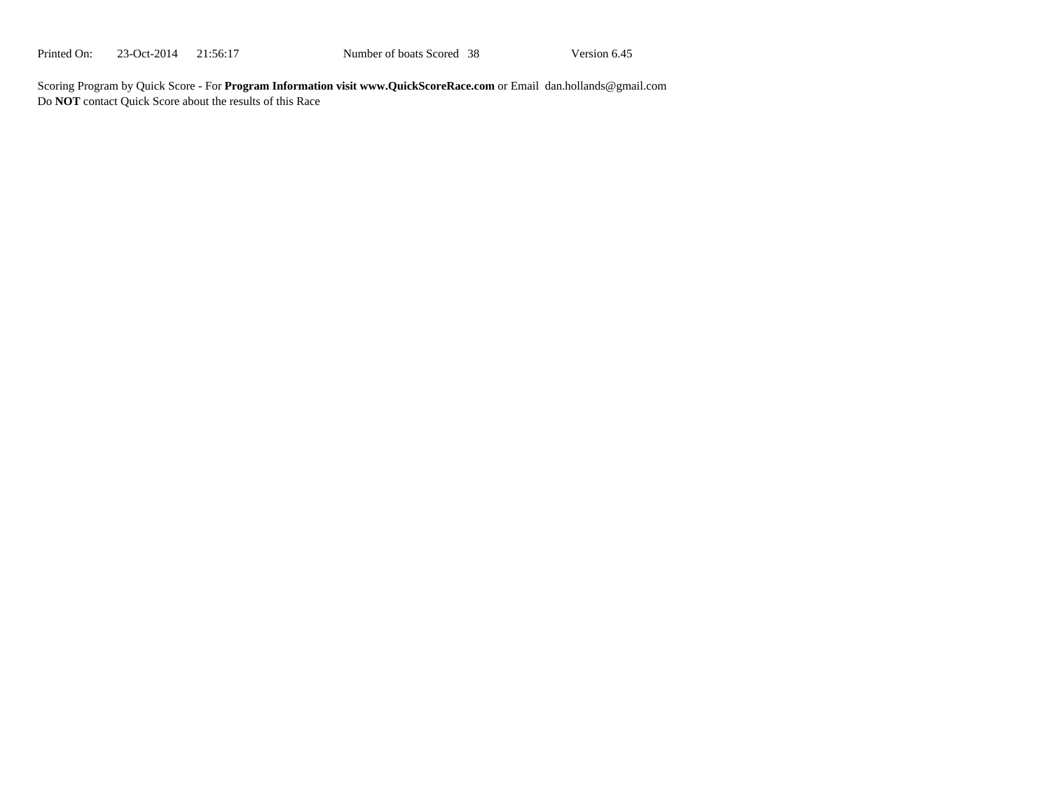Printed On: 23-Oct-2014 21:56:17 Number of boats Scored 38 Version 6.45

Scoring Program by Quick Score - For **Program Information visit www.QuickScoreRace.com** or Email dan.hollands@gmail.com
Do **NOT** contact Quick Score about the results of this Race